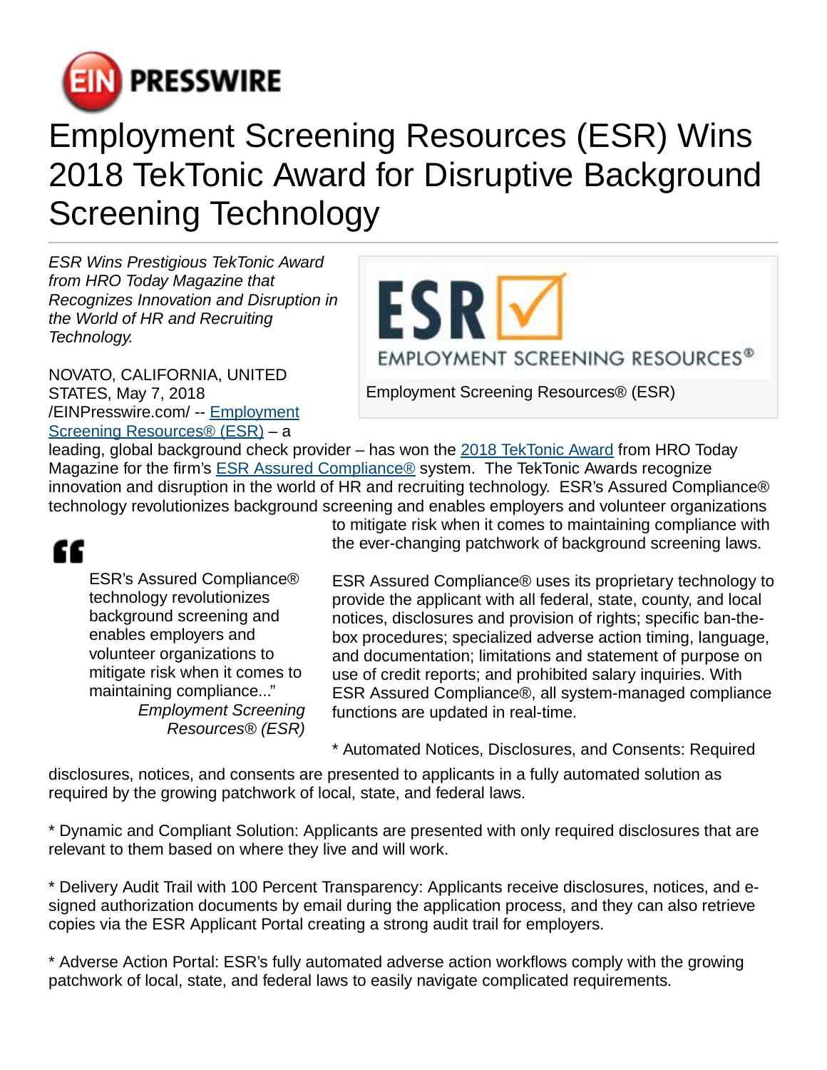# Employment Screening Resources (ESR) Wins 2018 TekTonic Award for Disruptive Background Screening Technology

*ESR Wins Prestigious TekTonic Award from HRO Today Magazine that Recognizes Innovation and Disruption in the World of HR and Recruiting Technology.*

Employment Screening Resources® (ESR)

NOVATO, CALIFORNIA, UNITED STATES, May 7, 2018 /EINPresswire.com/ -- Employment Screening Resources® (ESR) – a leading, global background check provider – has won the 2018 TekTonic Award from HRO Today Magazine for the firm's ESR Assured Compliance® system. The TekTonic Awards recognize innovation and disruption in the world of HR and recruiting technology. ESR's Assured Compliance® technology revolutionizes background screening and enables employers and volunteer organizations to mitigate risk when it comes to maintaining compliance with the ever-changing patchwork of background screening laws.

> "ESR's Assured Compliance® technology revolutionizes background screening and enables employers and volunteer organizations to mitigate risk when it comes to maintaining compliance..."
>
> *Employment Screening Resources® (ESR)*

ESR Assured Compliance® uses its proprietary technology to provide the applicant with all federal, state, county, and local notices, disclosures and provision of rights; specific ban-the-box procedures; specialized adverse action timing, language, and documentation; limitations and statement of purpose on use of credit reports; and prohibited salary inquiries. With ESR Assured Compliance®, all system-managed compliance functions are updated in real-time.

* Automated Notices, Disclosures, and Consents: Required disclosures, notices, and consents are presented to applicants in a fully automated solution as required by the growing patchwork of local, state, and federal laws.

* Dynamic and Compliant Solution: Applicants are presented with only required disclosures that are relevant to them based on where they live and will work.

* Delivery Audit Trail with 100 Percent Transparency: Applicants receive disclosures, notices, and e-signed authorization documents by email during the application process, and they can also retrieve copies via the ESR Applicant Portal creating a strong audit trail for employers.

* Adverse Action Portal: ESR's fully automated adverse action workflows comply with the growing patchwork of local, state, and federal laws to easily navigate complicated requirements.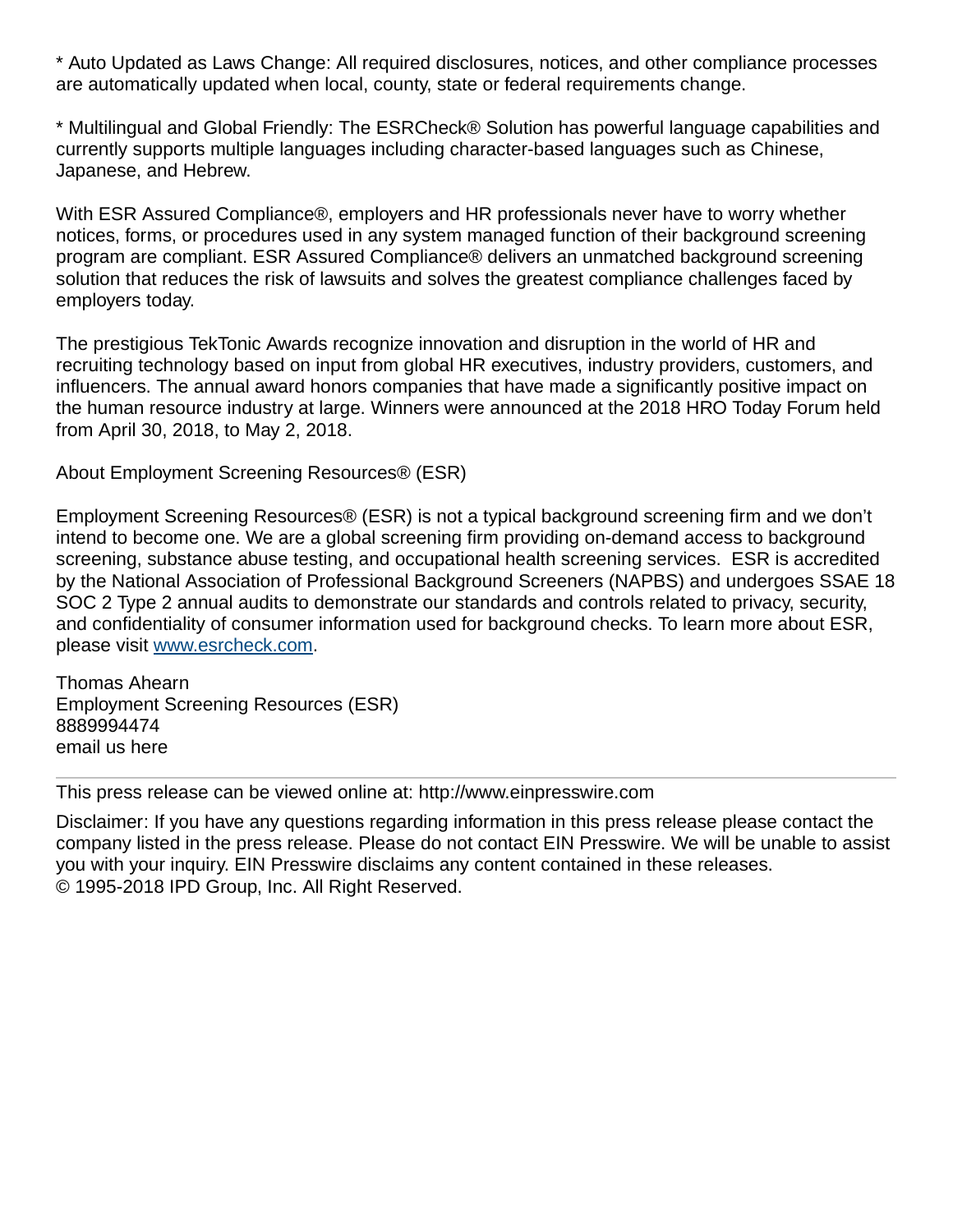* Auto Updated as Laws Change: All required disclosures, notices, and other compliance processes are automatically updated when local, county, state or federal requirements change.

* Multilingual and Global Friendly: The ESRCheck® Solution has powerful language capabilities and currently supports multiple languages including character-based languages such as Chinese, Japanese, and Hebrew.

With ESR Assured Compliance®, employers and HR professionals never have to worry whether notices, forms, or procedures used in any system managed function of their background screening program are compliant. ESR Assured Compliance® delivers an unmatched background screening solution that reduces the risk of lawsuits and solves the greatest compliance challenges faced by employers today.

The prestigious TekTonic Awards recognize innovation and disruption in the world of HR and recruiting technology based on input from global HR executives, industry providers, customers, and influencers. The annual award honors companies that have made a significantly positive impact on the human resource industry at large. Winners were announced at the 2018 HRO Today Forum held from April 30, 2018, to May 2, 2018.

About Employment Screening Resources® (ESR)

Employment Screening Resources® (ESR) is not a typical background screening firm and we don't intend to become one. We are a global screening firm providing on-demand access to background screening, substance abuse testing, and occupational health screening services. ESR is accredited by the National Association of Professional Background Screeners (NAPBS) and undergoes SSAE 18 SOC 2 Type 2 annual audits to demonstrate our standards and controls related to privacy, security, and confidentiality of consumer information used for background checks. To learn more about ESR, please visit [www.esrcheck.com](http://www.esrcheck.com).

Thomas Ahearn
Employment Screening Resources (ESR)
8889994474
email us here

---

This press release can be viewed online at: http://www.einpresswire.com

Disclaimer: If you have any questions regarding information in this press release please contact the company listed in the press release. Please do not contact EIN Presswire. We will be unable to assist you with your inquiry. EIN Presswire disclaims any content contained in these releases.
© 1995-2018 IPD Group, Inc. All Right Reserved.